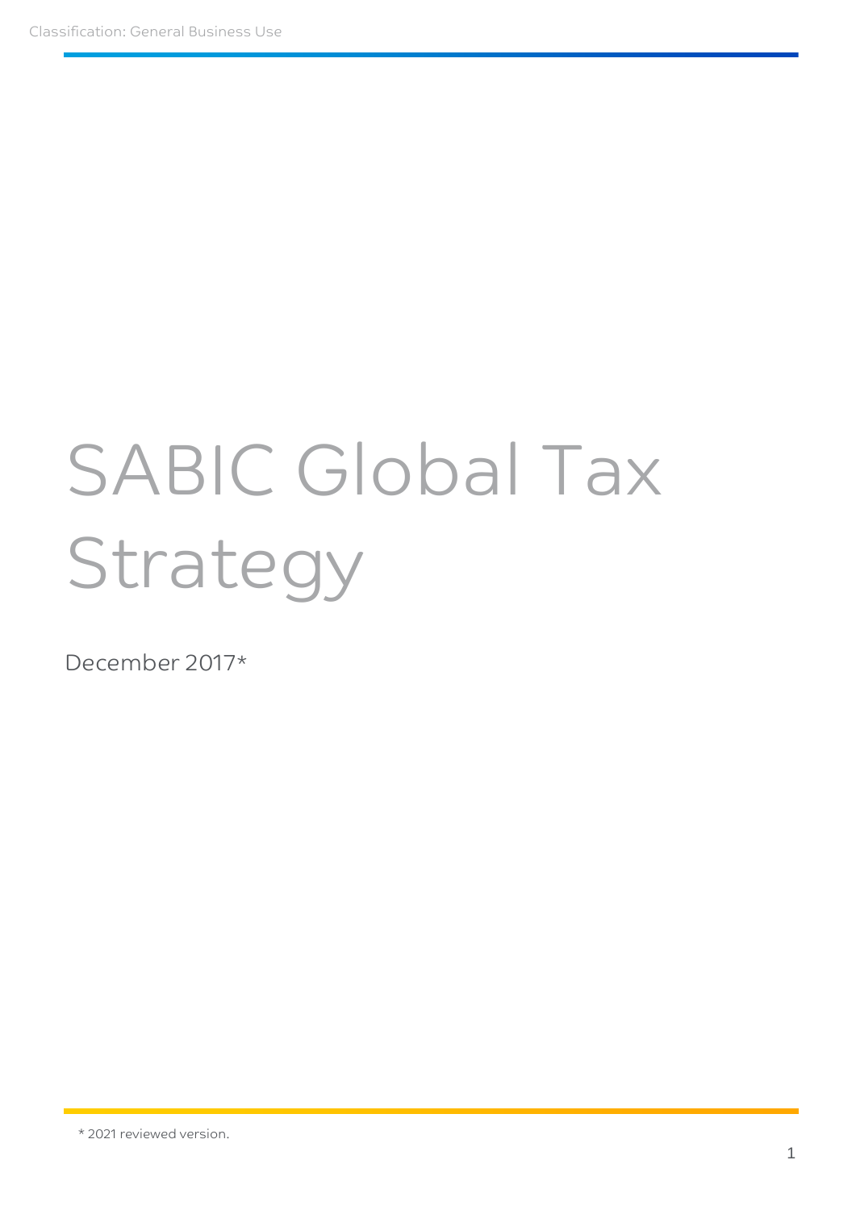Classification: General Business Use

# SABIC Global Tax Strategy

December 2017*

\* 2021 reviewed version.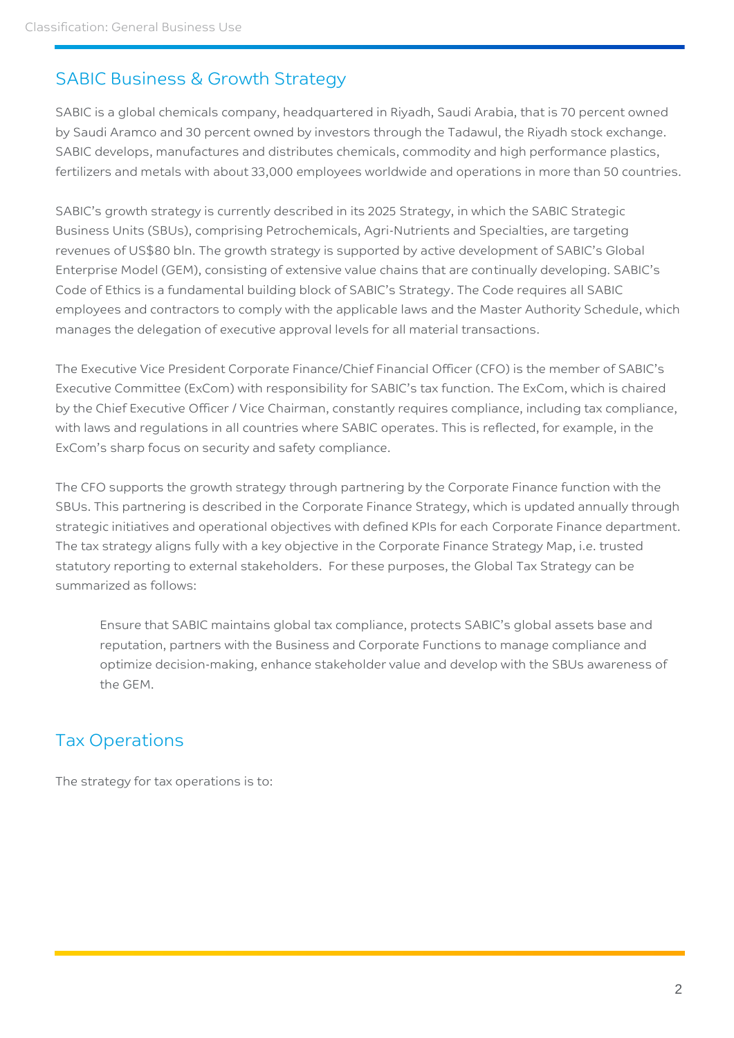## SABIC Business & Growth Strategy

SABIC is a global chemicals company, headquartered in Riyadh, Saudi Arabia, that is 70 percent owned by Saudi Aramco and 30 percent owned by investors through the Tadawul, the Riyadh stock exchange. SABIC develops, manufactures and distributes chemicals, commodity and high performance plastics, fertilizers and metals with about 33,000 employees worldwide and operations in more than 50 countries.

SABIC's growth strategy is currently described in its 2025 Strategy, in which the SABIC Strategic Business Units (SBUs), comprising Petrochemicals, Agri-Nutrients and Specialties, are targeting revenues of US$80 bln. The growth strategy is supported by active development of SABIC's Global Enterprise Model (GEM), consisting of extensive value chains that are continually developing. SABIC's Code of Ethics is a fundamental building block of SABIC's Strategy. The Code requires all SABIC employees and contractors to comply with the applicable laws and the Master Authority Schedule, which manages the delegation of executive approval levels for all material transactions.

The Executive Vice President Corporate Finance/Chief Financial Officer (CFO) is the member of SABIC's Executive Committee (ExCom) with responsibility for SABIC's tax function. The ExCom, which is chaired by the Chief Executive Officer / Vice Chairman, constantly requires compliance, including tax compliance, with laws and regulations in all countries where SABIC operates. This is reflected, for example, in the ExCom's sharp focus on security and safety compliance.

The CFO supports the growth strategy through partnering by the Corporate Finance function with the SBUs. This partnering is described in the Corporate Finance Strategy, which is updated annually through strategic initiatives and operational objectives with defined KPIs for each Corporate Finance department. The tax strategy aligns fully with a key objective in the Corporate Finance Strategy Map, i.e. trusted statutory reporting to external stakeholders. For these purposes, the Global Tax Strategy can be summarized as follows:

> Ensure that SABIC maintains global tax compliance, protects SABIC's global assets base and reputation, partners with the Business and Corporate Functions to manage compliance and optimize decision-making, enhance stakeholder value and develop with the SBUs awareness of the GEM.

## Tax Operations

The strategy for tax operations is to: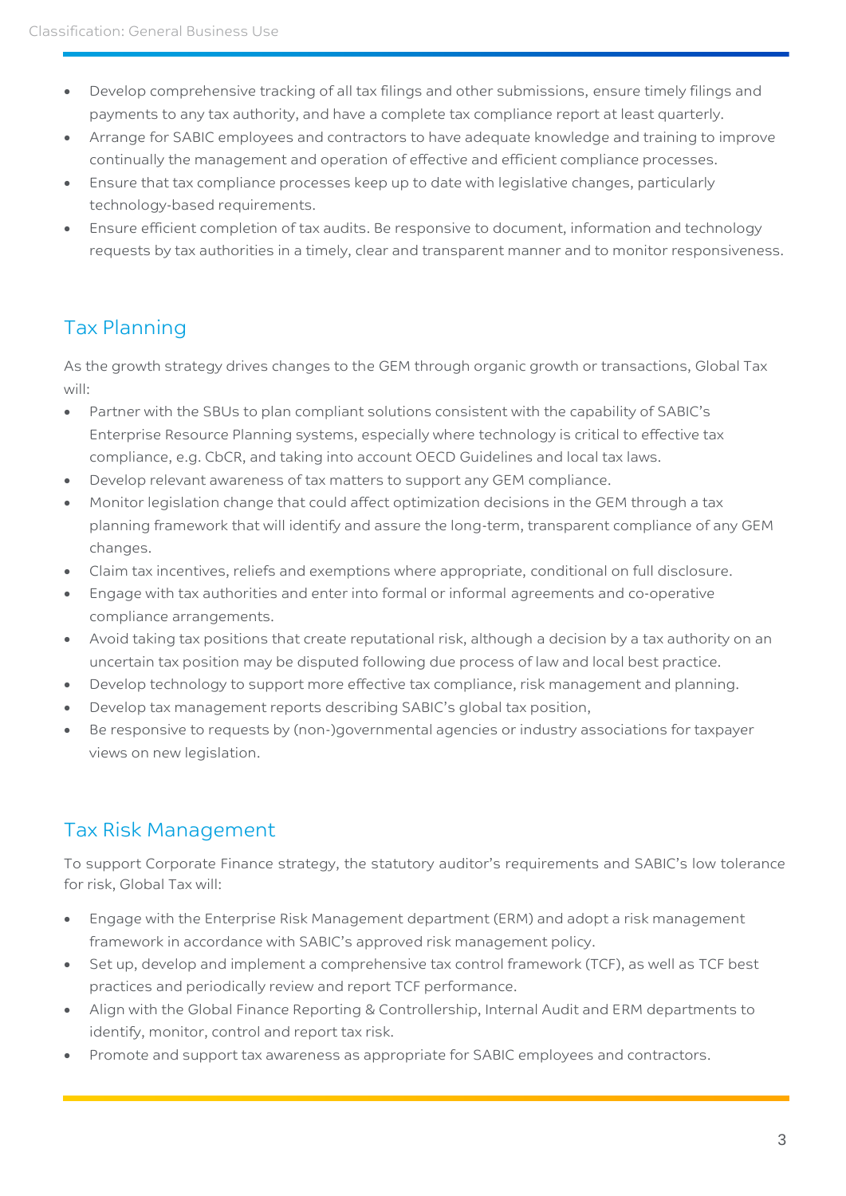- Develop comprehensive tracking of all tax filings and other submissions, ensure timely filings and payments to any tax authority, and have a complete tax compliance report at least quarterly.
- Arrange for SABIC employees and contractors to have adequate knowledge and training to improve continually the management and operation of effective and efficient compliance processes.
- Ensure that tax compliance processes keep up to date with legislative changes, particularly technology-based requirements.
- Ensure efficient completion of tax audits. Be responsive to document, information and technology requests by tax authorities in a timely, clear and transparent manner and to monitor responsiveness.

## Tax Planning

As the growth strategy drives changes to the GEM through organic growth or transactions, Global Tax will:

- Partner with the SBUs to plan compliant solutions consistent with the capability of SABIC's Enterprise Resource Planning systems, especially where technology is critical to effective tax compliance, e.g. CbCR, and taking into account OECD Guidelines and local tax laws.
- Develop relevant awareness of tax matters to support any GEM compliance.
- Monitor legislation change that could affect optimization decisions in the GEM through a tax planning framework that will identify and assure the long-term, transparent compliance of any GEM changes.
- Claim tax incentives, reliefs and exemptions where appropriate, conditional on full disclosure.
- Engage with tax authorities and enter into formal or informal agreements and co-operative compliance arrangements.
- Avoid taking tax positions that create reputational risk, although a decision by a tax authority on an uncertain tax position may be disputed following due process of law and local best practice.
- Develop technology to support more effective tax compliance, risk management and planning.
- Develop tax management reports describing SABIC's global tax position,
- Be responsive to requests by (non-)governmental agencies or industry associations for taxpayer views on new legislation.

## Tax Risk Management

To support Corporate Finance strategy, the statutory auditor's requirements and SABIC's low tolerance for risk, Global Tax will:

- Engage with the Enterprise Risk Management department (ERM) and adopt a risk management framework in accordance with SABIC's approved risk management policy.
- Set up, develop and implement a comprehensive tax control framework (TCF), as well as TCF best practices and periodically review and report TCF performance.
- Align with the Global Finance Reporting & Controllership, Internal Audit and ERM departments to identify, monitor, control and report tax risk.
- Promote and support tax awareness as appropriate for SABIC employees and contractors.